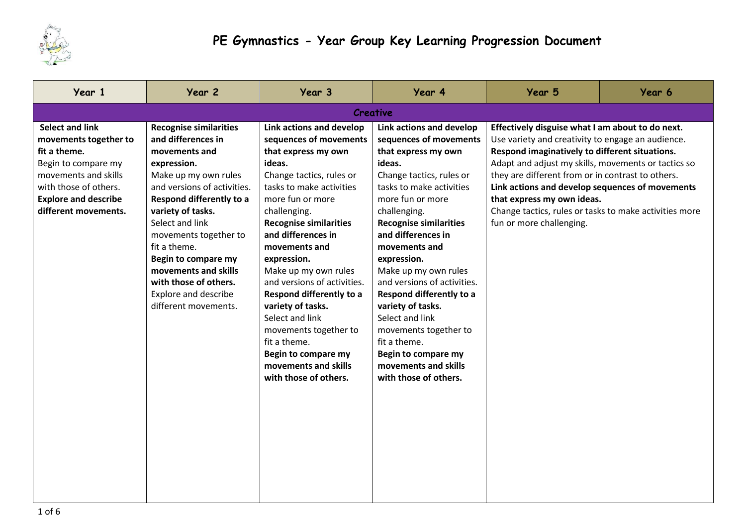# PE Gymnastics - Year Group Key Learning Progression Document

| Year 1 | Year 2 | Year 3 | Year 4 | Year 5 | Year 6 |
|---|---|---|---|---|---|
| **Creative** | | | | | |
| **Select and link movements together to fit a theme.**<br>Begin to compare my movements and skills with those of others.<br>**Explore and describe different movements.** | **Recognise similarities and differences in movements and expression.**<br>Make up my own rules and versions of activities.<br>**Respond differently to a variety of tasks.**<br>Select and link movements together to fit a theme.<br>**Begin to compare my movements and skills with those of others.**<br>Explore and describe different movements. | **Link actions and develop sequences of movements that express my own ideas.**<br>Change tactics, rules or tasks to make activities more fun or more challenging.<br>**Recognise similarities and differences in movements and expression.**<br>Make up my own rules and versions of activities.<br>**Respond differently to a variety of tasks.**<br>Select and link movements together to fit a theme.<br>**Begin to compare my movements and skills with those of others.** | **Link actions and develop sequences of movements that express my own ideas.**<br>Change tactics, rules or tasks to make activities more fun or more challenging.<br>**Recognise similarities and differences in movements and expression.**<br>Make up my own rules and versions of activities.<br>**Respond differently to a variety of tasks.**<br>Select and link movements together to fit a theme.<br>**Begin to compare my movements and skills with those of others.** | **Effectively disguise what I am about to do next.**<br>Use variety and creativity to engage an audience.<br>**Respond imaginatively to different situations.**<br>Adapt and adjust my skills, movements or tactics so they are different from or in contrast to others.<br>**Link actions and develop sequences of movements that express my own ideas.**<br>Change tactics, rules or tasks to make activities more fun or more challenging. | |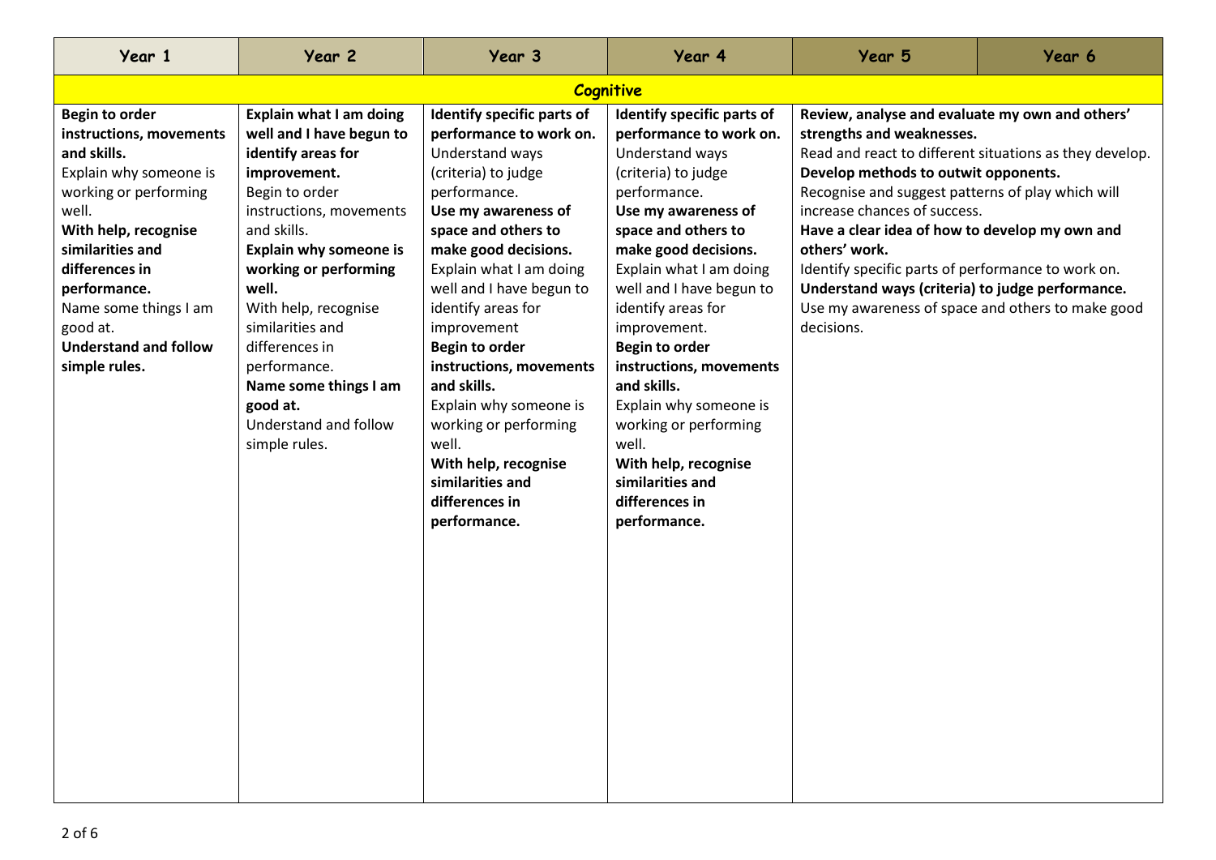| Year 1 | Year 2 | Year 3 | Year 4 | Year 5 | Year 6 |
|---|---|---|---|---|---|
| **Cognitive** | | | | | |
| **Begin to order instructions, movements and skills.**<br>Explain why someone is working or performing well.<br>**With help, recognise similarities and differences in performance.**<br>Name some things I am good at.<br>**Understand and follow simple rules.** | **Explain what I am doing well and I have begun to identify areas for improvement.**<br>Begin to order instructions, movements and skills.<br>**Explain why someone is working or performing well.**<br>With help, recognise similarities and differences in performance.<br>**Name some things I am good at.**<br>Understand and follow simple rules. | **Identify specific parts of performance to work on.**<br>Understand ways (criteria) to judge performance.<br>**Use my awareness of space and others to make good decisions.**<br>Explain what I am doing well and I have begun to identify areas for improvement<br>**Begin to order instructions, movements and skills.**<br>Explain why someone is working or performing well.<br>**With help, recognise similarities and differences in performance.** | **Identify specific parts of performance to work on.**<br>Understand ways (criteria) to judge performance.<br>**Use my awareness of space and others to make good decisions.**<br>Explain what I am doing well and I have begun to identify areas for improvement.<br>**Begin to order instructions, movements and skills.**<br>Explain why someone is working or performing well.<br>**With help, recognise similarities and differences in performance.** | **Review, analyse and evaluate my own and others' strengths and weaknesses.**<br>Read and react to different situations as they develop.<br>**Develop methods to outwit opponents.**<br>Recognise and suggest patterns of play which will increase chances of success.<br>**Have a clear idea of how to develop my own and others' work.**<br>Identify specific parts of performance to work on.<br>**Understand ways (criteria) to judge performance.**<br>Use my awareness of space and others to make good decisions. | |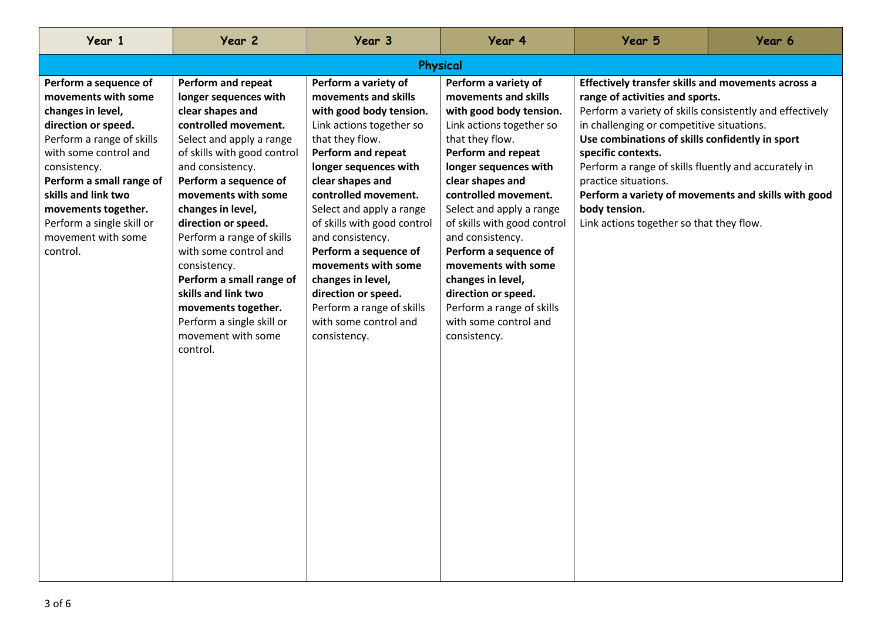| Year 1 | Year 2 | Year 3 | Year 4 | Year 5 | Year 6 |
|---|---|---|---|---|---|
| **Physical** | | | | | |
| **Perform a sequence of movements with some changes in level, direction or speed.**<br>Perform a range of skills with some control and consistency.<br>**Perform a small range of skills and link two movements together.**<br>Perform a single skill or movement with some control. | **Perform and repeat longer sequences with clear shapes and controlled movement.**<br>Select and apply a range of skills with good control and consistency.<br>**Perform a sequence of movements with some changes in level, direction or speed.**<br>Perform a range of skills with some control and consistency.<br>**Perform a small range of skills and link two movements together.**<br>Perform a single skill or movement with some control. | **Perform a variety of movements and skills with good body tension.**<br>Link actions together so that they flow.<br>**Perform and repeat longer sequences with clear shapes and controlled movement.**<br>Select and apply a range of skills with good control and consistency.<br>**Perform a sequence of movements with some changes in level, direction or speed.**<br>Perform a range of skills with some control and consistency. | **Perform a variety of movements and skills with good body tension.**<br>Link actions together so that they flow.<br>**Perform and repeat longer sequences with clear shapes and controlled movement.**<br>Select and apply a range of skills with good control and consistency.<br>**Perform a sequence of movements with some changes in level, direction or speed.**<br>Perform a range of skills with some control and consistency. | **Effectively transfer skills and movements across a range of activities and sports.**<br>Perform a variety of skills consistently and effectively in challenging or competitive situations.<br>**Use combinations of skills confidently in sport specific contexts.**<br>Perform a range of skills fluently and accurately in practice situations.<br>**Perform a variety of movements and skills with good body tension.**<br>Link actions together so that they flow. | |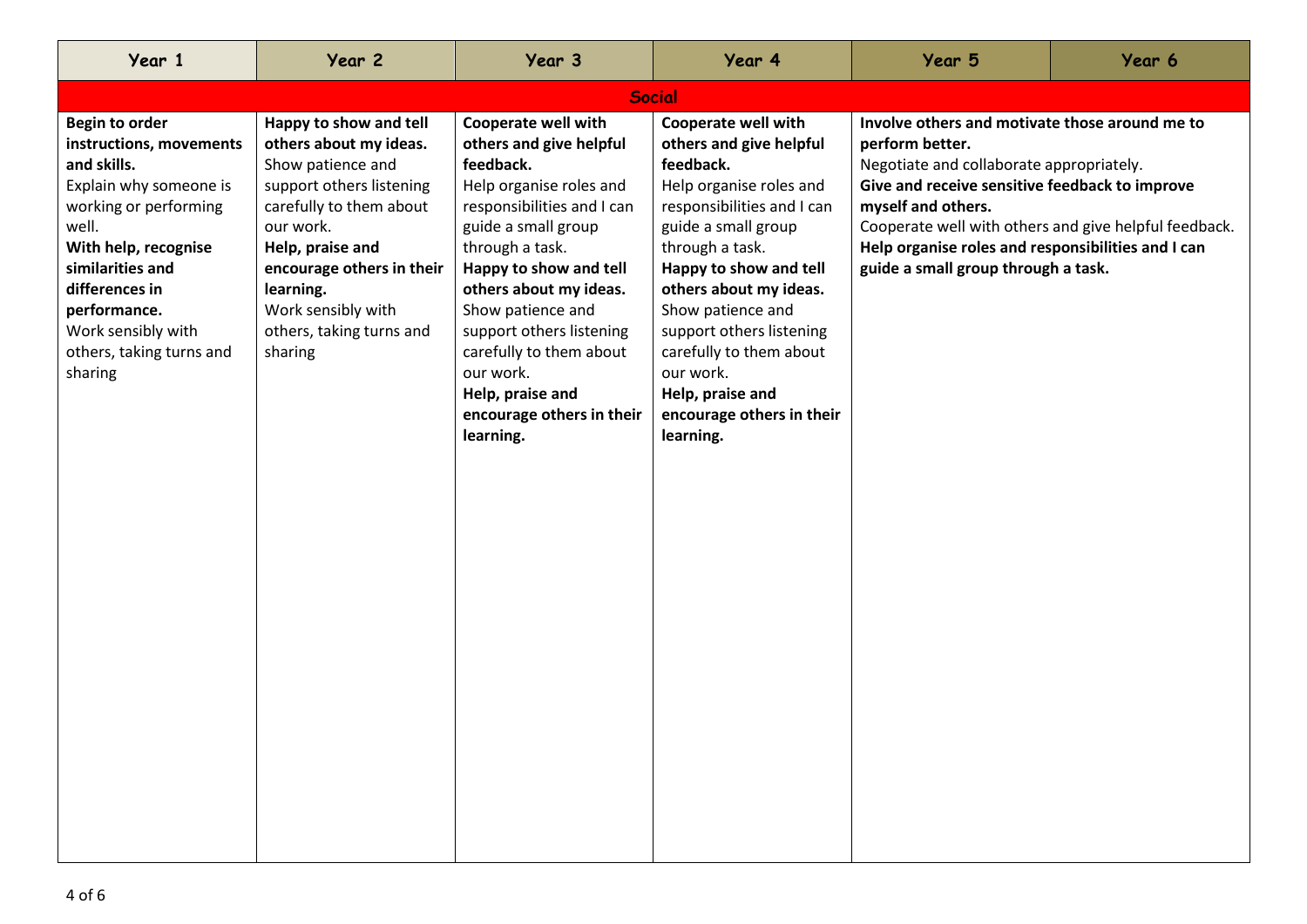| Year 1 | Year 2 | Year 3 | Year 4 | Year 5 | Year 6 |
|---|---|---|---|---|---|
| **Social** | | | | | |
| **Begin to order instructions, movements and skills.**<br>Explain why someone is working or performing well.<br>**With help, recognise similarities and differences in performance.**<br>Work sensibly with others, taking turns and sharing | **Happy to show and tell others about my ideas.**<br>Show patience and support others listening carefully to them about our work.<br>**Help, praise and encourage others in their learning.**<br>Work sensibly with others, taking turns and sharing | **Cooperate well with others and give helpful feedback.**<br>Help organise roles and responsibilities and I can guide a small group through a task.<br>**Happy to show and tell others about my ideas.**<br>Show patience and support others listening carefully to them about our work.<br>**Help, praise and encourage others in their learning.** | **Cooperate well with others and give helpful feedback.**<br>Help organise roles and responsibilities and I can guide a small group through a task.<br>**Happy to show and tell others about my ideas.**<br>Show patience and support others listening carefully to them about our work.<br>**Help, praise and encourage others in their learning.** | **Involve others and motivate those around me to perform better.**<br>Negotiate and collaborate appropriately.<br>**Give and receive sensitive feedback to improve myself and others.**<br>Cooperate well with others and give helpful feedback.<br>**Help organise roles and responsibilities and I can guide a small group through a task.** | |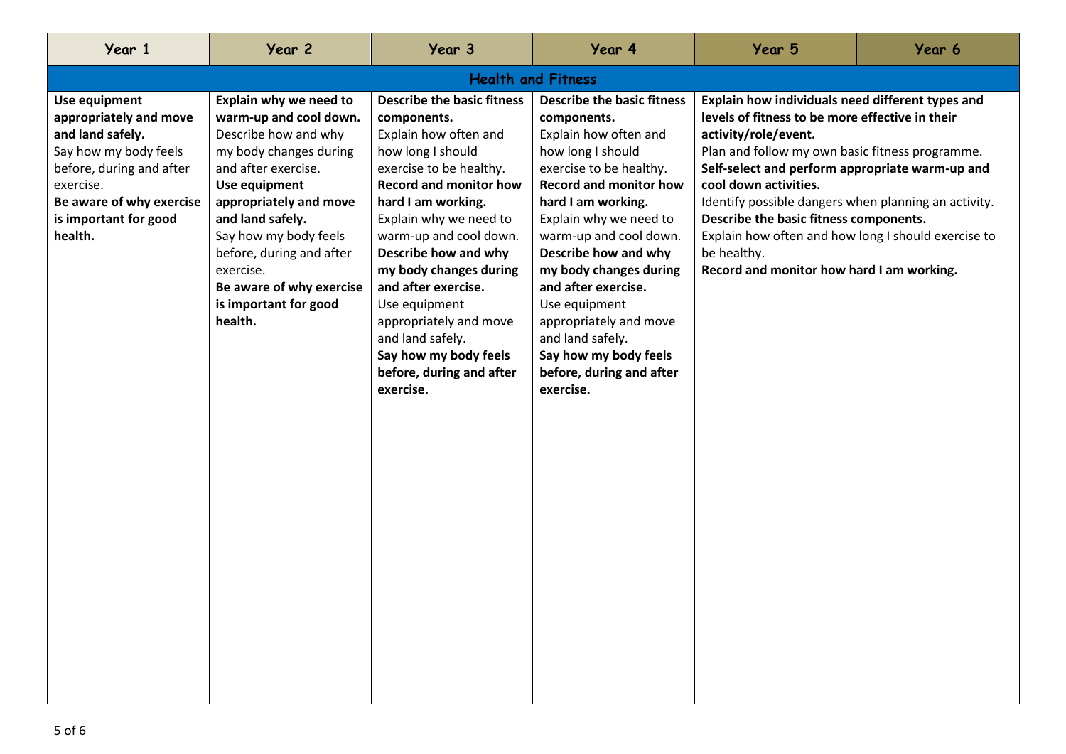| Year 1 | Year 2 | Year 3 | Year 4 | Year 5 | Year 6 |
|---|---|---|---|---|---|
| **Health and Fitness** | | | | | |
| **Use equipment appropriately and move and land safely.**<br>Say how my body feels before, during and after exercise.<br>**Be aware of why exercise is important for good health.** | **Explain why we need to warm-up and cool down.**<br>Describe how and why my body changes during and after exercise.<br>**Use equipment appropriately and move and land safely.**<br>Say how my body feels before, during and after exercise.<br>**Be aware of why exercise is important for good health.** | **Describe the basic fitness components.**<br>Explain how often and how long I should exercise to be healthy.<br>**Record and monitor how hard I am working.**<br>Explain why we need to warm-up and cool down.<br>**Describe how and why my body changes during and after exercise.**<br>Use equipment appropriately and move and land safely.<br>**Say how my body feels before, during and after exercise.** | **Describe the basic fitness components.**<br>Explain how often and how long I should exercise to be healthy.<br>**Record and monitor how hard I am working.**<br>Explain why we need to warm-up and cool down.<br>**Describe how and why my body changes during and after exercise.**<br>Use equipment appropriately and move and land safely.<br>**Say how my body feels before, during and after exercise.** | **Explain how individuals need different types and levels of fitness to be more effective in their activity/role/event.**<br>Plan and follow my own basic fitness programme.<br>**Self-select and perform appropriate warm-up and cool down activities.**<br>Identify possible dangers when planning an activity.<br>**Describe the basic fitness components.**<br>Explain how often and how long I should exercise to be healthy.<br>**Record and monitor how hard I am working.** | |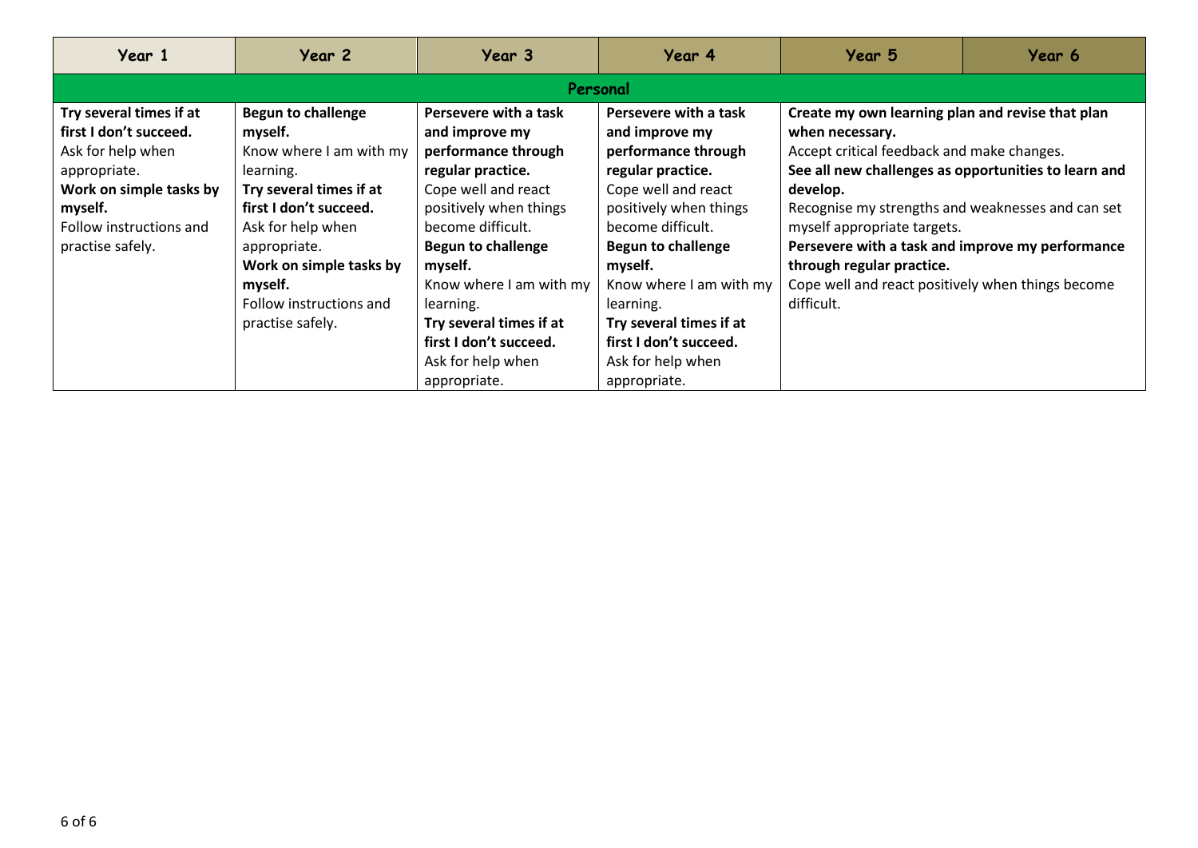| Year 1 | Year 2 | Year 3 | Year 4 | Year 5 | Year 6 |
|---|---|---|---|---|---|
| Personal | | | | | |
| **Try several times if at first I don't succeed.** Ask for help when appropriate. **Work on simple tasks by myself.** Follow instructions and practise safely. | **Begun to challenge myself.** Know where I am with my learning. **Try several times if at first I don't succeed.** Ask for help when appropriate. **Work on simple tasks by myself.** Follow instructions and practise safely. | **Persevere with a task and improve my performance through regular practice.** Cope well and react positively when things become difficult. **Begun to challenge myself.** Know where I am with my learning. **Try several times if at first I don't succeed.** Ask for help when appropriate. | **Persevere with a task and improve my performance through regular practice.** Cope well and react positively when things become difficult. **Begun to challenge myself.** Know where I am with my learning. **Try several times if at first I don't succeed.** Ask for help when appropriate. | **Create my own learning plan and revise that plan when necessary.** Accept critical feedback and make changes. **See all new challenges as opportunities to learn and develop.** Recognise my strengths and weaknesses and can set myself appropriate targets. **Persevere with a task and improve my performance through regular practice.** Cope well and react positively when things become difficult. | |